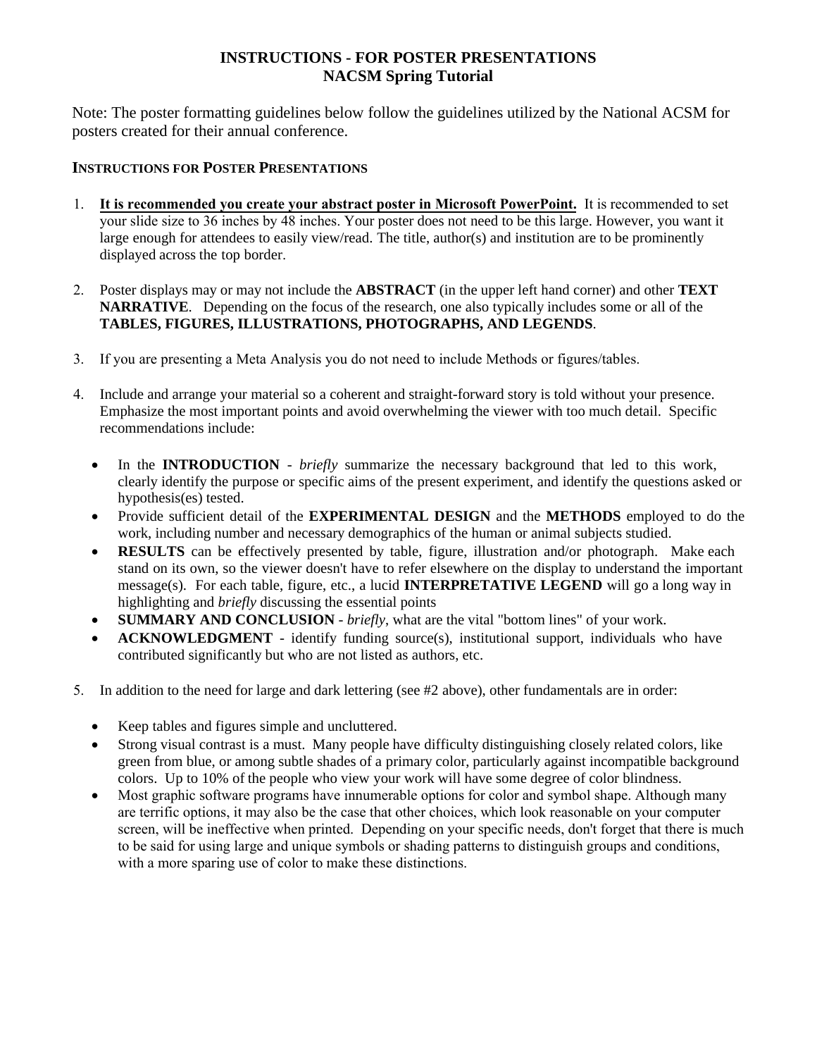# INSTRUCTIONS - FOR POSTER PRESENTATIONS
## NACSM Spring Tutorial

Note: The poster formatting guidelines below follow the guidelines utilized by the National ACSM for posters created for their annual conference.

### INSTRUCTIONS FOR POSTER PRESENTATIONS

1. **It is recommended you create your abstract poster in Microsoft PowerPoint.** It is recommended to set your slide size to 36 inches by 48 inches. Your poster does not need to be this large. However, you want it large enough for attendees to easily view/read. The title, author(s) and institution are to be prominently displayed across the top border.

2. Poster displays may or may not include the **ABSTRACT** (in the upper left hand corner) and other **TEXT NARRATIVE**. Depending on the focus of the research, one also typically includes some or all of the **TABLES, FIGURES, ILLUSTRATIONS, PHOTOGRAPHS, AND LEGENDS**.

3. If you are presenting a Meta Analysis you do not need to include Methods or figures/tables.

4. Include and arrange your material so a coherent and straight-forward story is told without your presence. Emphasize the most important points and avoid overwhelming the viewer with too much detail. Specific recommendations include:

   - In the **INTRODUCTION** - *briefly* summarize the necessary background that led to this work, clearly identify the purpose or specific aims of the present experiment, and identify the questions asked or hypothesis(es) tested.
   - Provide sufficient detail of the **EXPERIMENTAL DESIGN** and the **METHODS** employed to do the work, including number and necessary demographics of the human or animal subjects studied.
   - **RESULTS** can be effectively presented by table, figure, illustration and/or photograph. Make each stand on its own, so the viewer doesn't have to refer elsewhere on the display to understand the important message(s). For each table, figure, etc., a lucid **INTERPRETATIVE LEGEND** will go a long way in highlighting and *briefly* discussing the essential points
   - **SUMMARY AND CONCLUSION** - *briefly*, what are the vital "bottom lines" of your work.
   - **ACKNOWLEDGMENT** - identify funding source(s), institutional support, individuals who have contributed significantly but who are not listed as authors, etc.

5. In addition to the need for large and dark lettering (see #2 above), other fundamentals are in order:

   - Keep tables and figures simple and uncluttered.
   - Strong visual contrast is a must. Many people have difficulty distinguishing closely related colors, like green from blue, or among subtle shades of a primary color, particularly against incompatible background colors. Up to 10% of the people who view your work will have some degree of color blindness.
   - Most graphic software programs have innumerable options for color and symbol shape. Although many are terrific options, it may also be the case that other choices, which look reasonable on your computer screen, will be ineffective when printed. Depending on your specific needs, don't forget that there is much to be said for using large and unique symbols or shading patterns to distinguish groups and conditions, with a more sparing use of color to make these distinctions.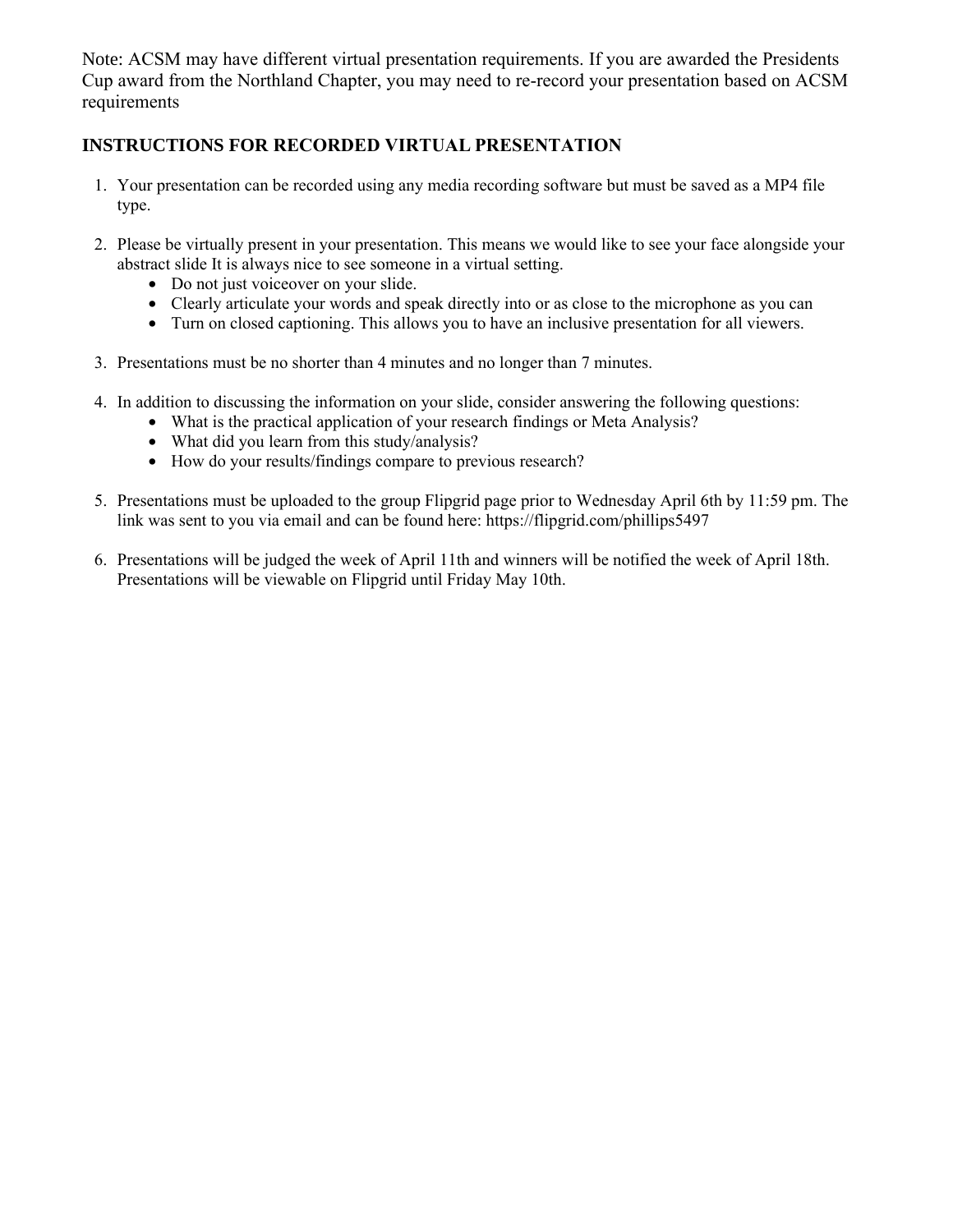Note: ACSM may have different virtual presentation requirements. If you are awarded the Presidents Cup award from the Northland Chapter, you may need to re-record your presentation based on ACSM requirements

## INSTRUCTIONS FOR RECORDED VIRTUAL PRESENTATION

1. Your presentation can be recorded using any media recording software but must be saved as a MP4 file type.

2. Please be virtually present in your presentation. This means we would like to see your face alongside your abstract slide It is always nice to see someone in a virtual setting.
   - Do not just voiceover on your slide.
   - Clearly articulate your words and speak directly into or as close to the microphone as you can
   - Turn on closed captioning. This allows you to have an inclusive presentation for all viewers.

3. Presentations must be no shorter than 4 minutes and no longer than 7 minutes.

4. In addition to discussing the information on your slide, consider answering the following questions:
   - What is the practical application of your research findings or Meta Analysis?
   - What did you learn from this study/analysis?
   - How do your results/findings compare to previous research?

5. Presentations must be uploaded to the group Flipgrid page prior to Wednesday April 6th by 11:59 pm. The link was sent to you via email and can be found here: https://flipgrid.com/phillips5497

6. Presentations will be judged the week of April 11th and winners will be notified the week of April 18th. Presentations will be viewable on Flipgrid until Friday May 10th.